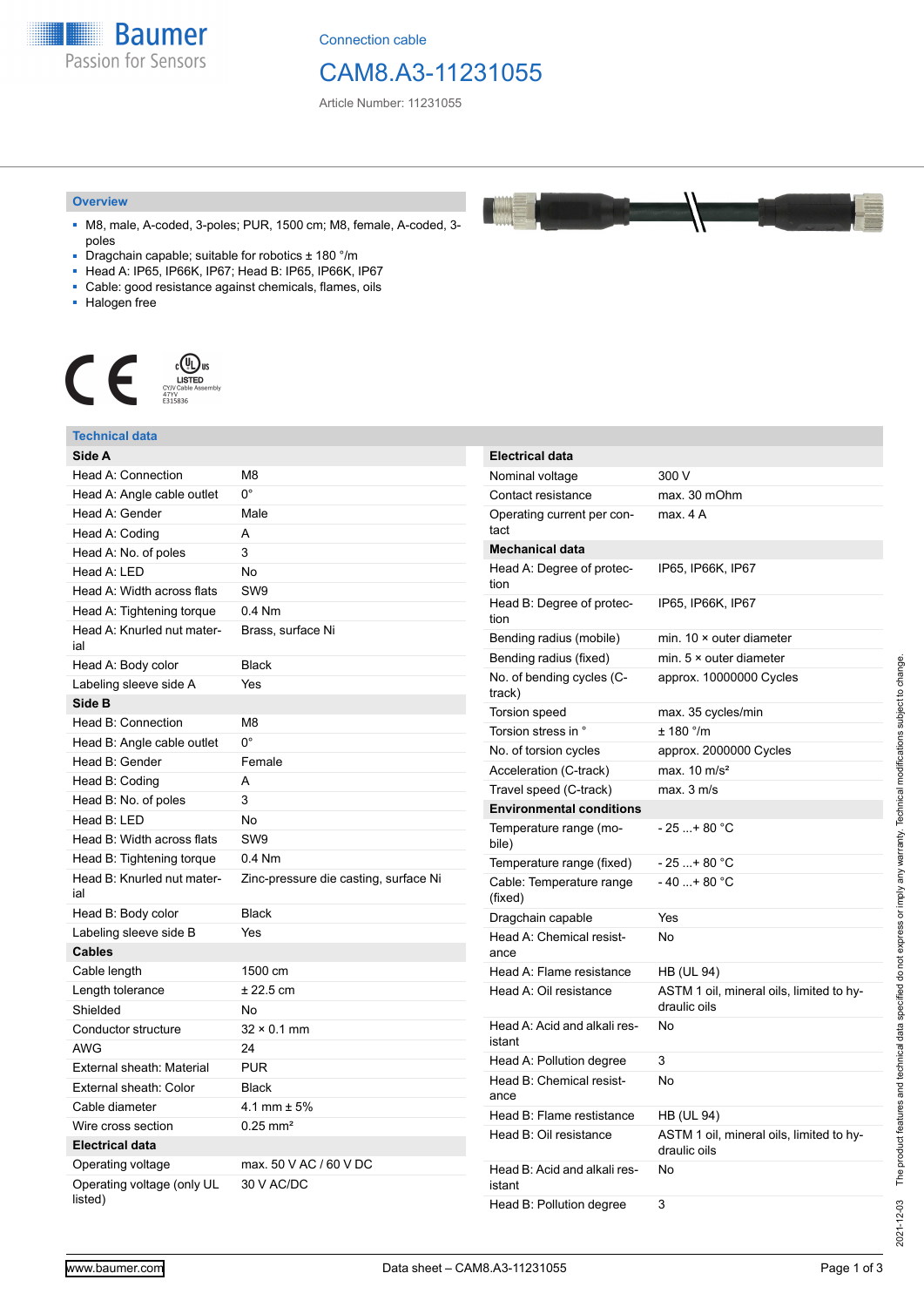Connection cable

# CAM8.A3-11231055

Article Number: 11231055

## Overview

- M8, male, A-coded, 3-poles; PUR, 1500 cm; M8, female, A-coded, 3-poles
- Dragchain capable; suitable for robotics ± 180 °/m
- Head A: IP65, IP66K, IP67; Head B: IP65, IP66K, IP67
- Cable: good resistance against chemicals, flames, oils
- Halogen free

## Technical data

| **Side A** | |
|---|---|
| Head A: Connection | M8 |
| Head A: Angle cable outlet | 0° |
| Head A: Gender | Male |
| Head A: Coding | A |
| Head A: No. of poles | 3 |
| Head A: LED | No |
| Head A: Width across flats | SW9 |
| Head A: Tightening torque | 0.4 Nm |
| Head A: Knurled nut material | Brass, surface Ni |
| Head A: Body color | Black |
| Labeling sleeve side A | Yes |
| **Side B** | |
| Head B: Connection | M8 |
| Head B: Angle cable outlet | 0° |
| Head B: Gender | Female |
| Head B: Coding | A |
| Head B: No. of poles | 3 |
| Head B: LED | No |
| Head B: Width across flats | SW9 |
| Head B: Tightening torque | 0.4 Nm |
| Head B: Knurled nut material | Zinc-pressure die casting, surface Ni |
| Head B: Body color | Black |
| Labeling sleeve side B | Yes |
| **Cables** | |
| Cable length | 1500 cm |
| Length tolerance | ± 22.5 cm |
| Shielded | No |
| Conductor structure | 32 × 0.1 mm |
| AWG | 24 |
| External sheath: Material | PUR |
| External sheath: Color | Black |
| Cable diameter | 4.1 mm ± 5% |
| Wire cross section | 0.25 mm² |
| **Electrical data** | |
| Operating voltage | max. 50 V AC / 60 V DC |
| Operating voltage (only UL listed) | 30 V AC/DC |

| **Electrical data** | |
|---|---|
| Nominal voltage | 300 V |
| Contact resistance | max. 30 mOhm |
| Operating current per contact | max. 4 A |
| **Mechanical data** | |
| Head A: Degree of protection | IP65, IP66K, IP67 |
| Head B: Degree of protection | IP65, IP66K, IP67 |
| Bending radius (mobile) | min. 10 × outer diameter |
| Bending radius (fixed) | min. 5 × outer diameter |
| No. of bending cycles (C-track) | approx. 10000000 Cycles |
| Torsion speed | max. 35 cycles/min |
| Torsion stress in ° | ± 180 °/m |
| No. of torsion cycles | approx. 2000000 Cycles |
| Acceleration (C-track) | max. 10 m/s² |
| Travel speed (C-track) | max. 3 m/s |
| **Environmental conditions** | |
| Temperature range (mobile) | - 25 ...+ 80 °C |
| Temperature range (fixed) | - 25 ...+ 80 °C |
| Cable: Temperature range (fixed) | - 40 ...+ 80 °C |
| Dragchain capable | Yes |
| Head A: Chemical resistance | No |
| Head A: Flame resistance | HB (UL 94) |
| Head A: Oil resistance | ASTM 1 oil, mineral oils, limited to hydraulic oils |
| Head A: Acid and alkali resistant | No |
| Head A: Pollution degree | 3 |
| Head B: Chemical resistance | No |
| Head B: Flame resistance | HB (UL 94) |
| Head B: Oil resistance | ASTM 1 oil, mineral oils, limited to hydraulic oils |
| Head B: Acid and alkali resistant | No |
| Head B: Pollution degree | 3 |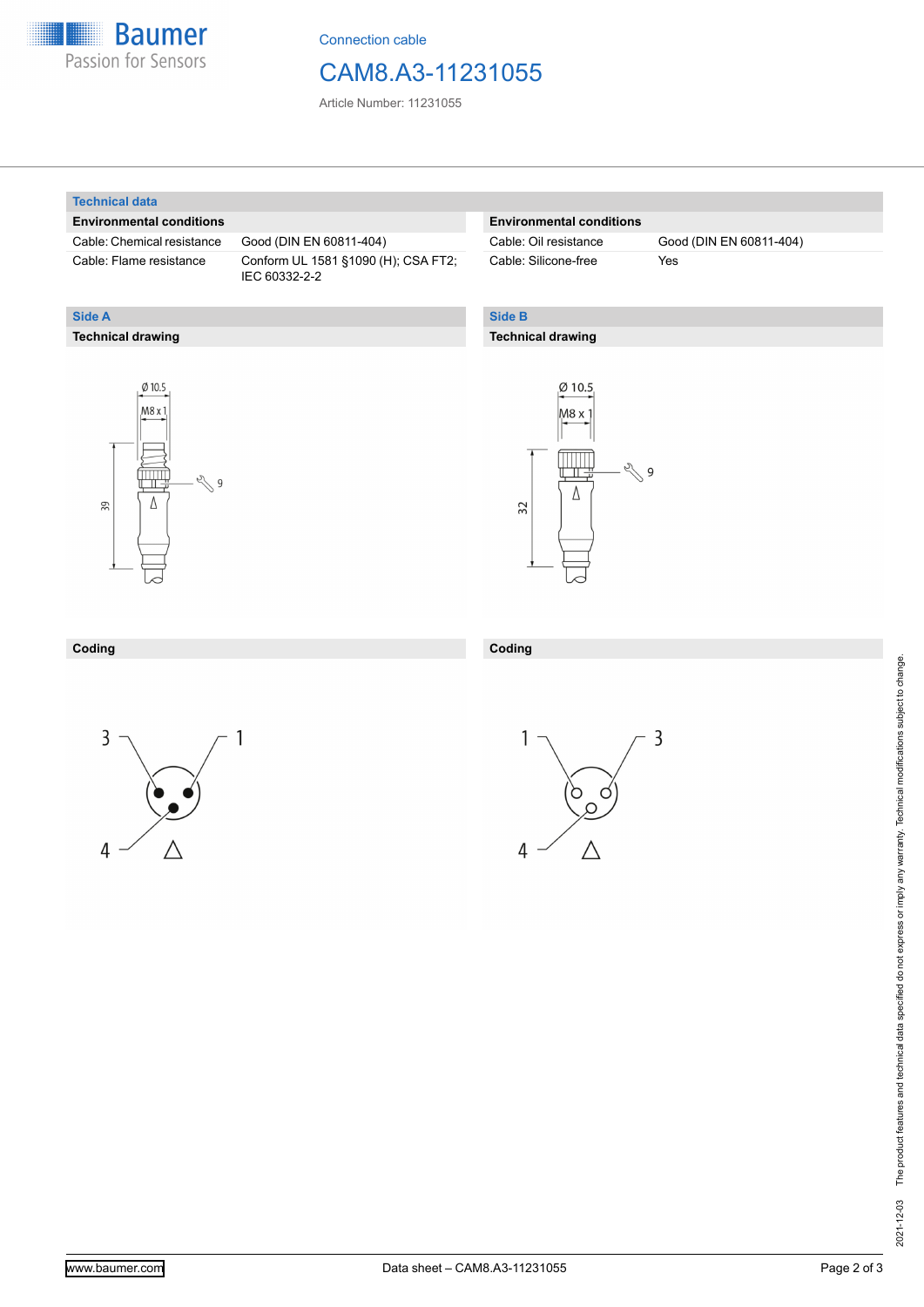Connection cable

# CAM8.A3-11231055

Article Number: 11231055

## Technical data

### Environmental conditions

| | |
|---|---|
| Cable: Chemical resistance | Good (DIN EN 60811-404) |
| Cable: Flame resistance | Conform UL 1581 §1090 (H); CSA FT2; IEC 60332-2-2 |
| Cable: Oil resistance | Good (DIN EN 60811-404) |
| Cable: Silicone-free | Yes |

## Side A

### Technical drawing

Ø 10.5

M8 x 1

9

39

### Coding

3, 1, 4

## Side B

### Technical drawing

Ø 10.5

M8 x 1

9

32

### Coding

1, 3, 4

The product features and technical data specified do not express or imply any warranty. Technical modifications subject to change.

2021-12-03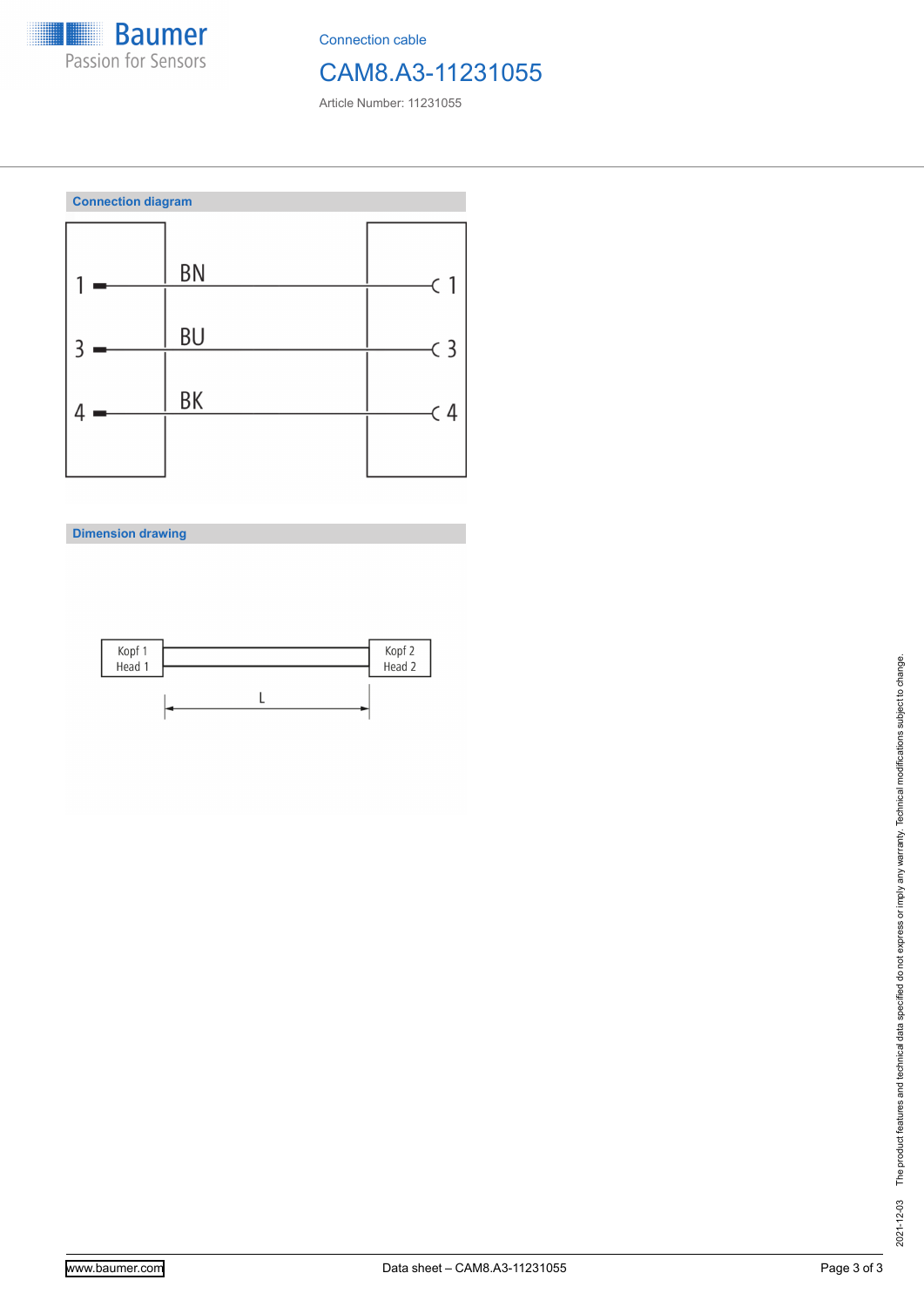Connection cable

# CAM8.A3-11231055

Article Number: 11231055

## Connection diagram

1 BN 1

3 BU 3

4 BK 4

## Dimension drawing

Kopf 1
Head 1

Kopf 2
Head 2

L

2021-12-03 The product features and technical data specified do not express or imply any warranty. Technical modifications subject to change.

www.baumer.com

Data sheet – CAM8.A3-11231055